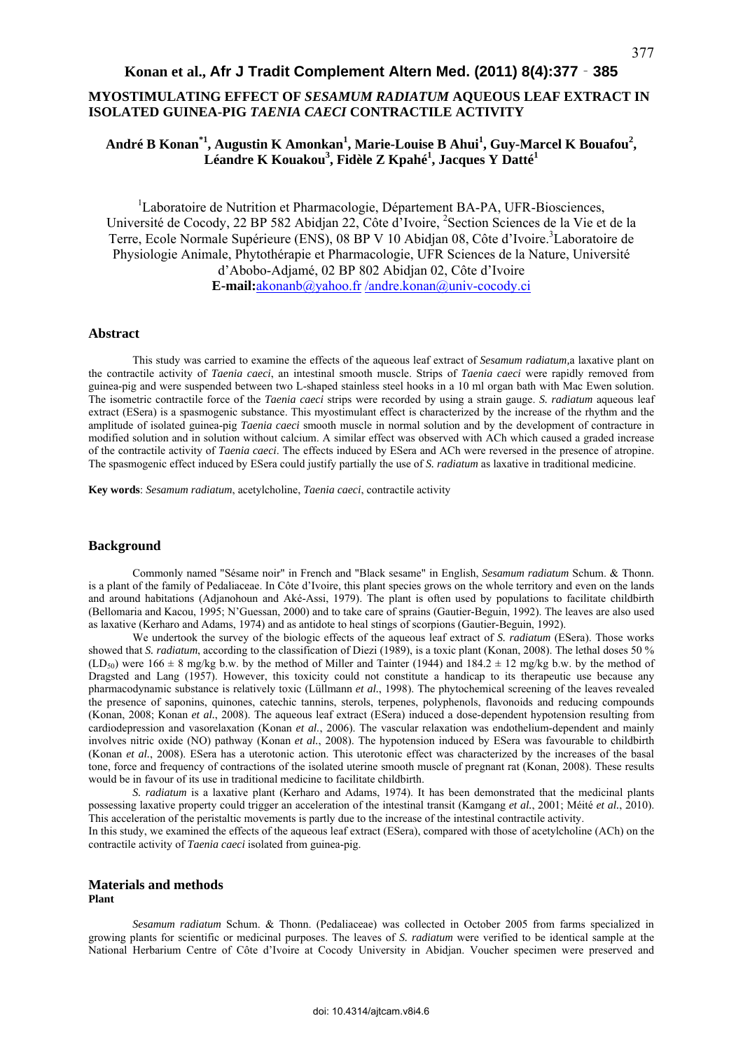# MYOSTIMULATING EFFECT OF *SESAMUM RADIATUM* AQUEOUS LEAF EXTRACT IN ISOLATED GUINEA-PIG *TAENIA CAECI* CONTRACTILE ACTIVITY

**André B Konan[*1], Augustin K Amonkan[1], Marie-Louise B Ahui[1], Guy-Marcel K Bouafou[2], Léandre K Kouakou[3], Fidèle Z Kpahé[1], Jacques Y Datté[1]**

[1]Laboratoire de Nutrition et Pharmacologie, Département BA-PA, UFR-Biosciences, Université de Cocody, 22 BP 582 Abidjan 22, Côte d'Ivoire, [2]Section Sciences de la Vie et de la Terre, Ecole Normale Supérieure (ENS), 08 BP V 10 Abidjan 08, Côte d'Ivoire.[3]Laboratoire de Physiologie Animale, Phytothérapie et Pharmacologie, UFR Sciences de la Nature, Université d'Abobo-Adjamé, 02 BP 802 Abidjan 02, Côte d'Ivoire
**E-mail:**akonanb@yahoo.fr /andre.konan@univ-cocody.ci

## Abstract

This study was carried to examine the effects of the aqueous leaf extract of *Sesamum radiatum,*a laxative plant on the contractile activity of *Taenia caeci*, an intestinal smooth muscle. Strips of *Taenia caeci* were rapidly removed from guinea-pig and were suspended between two L-shaped stainless steel hooks in a 10 ml organ bath with Mac Ewen solution. The isometric contractile force of the *Taenia caeci* strips were recorded by using a strain gauge. *S. radiatum* aqueous leaf extract (ESera) is a spasmogenic substance. This myostimulant effect is characterized by the increase of the rhythm and the amplitude of isolated guinea-pig *Taenia caeci* smooth muscle in normal solution and by the development of contracture in modified solution and in solution without calcium. A similar effect was observed with ACh which caused a graded increase of the contractile activity of *Taenia caeci*. The effects induced by ESera and ACh were reversed in the presence of atropine. The spasmogenic effect induced by ESera could justify partially the use of *S. radiatum* as laxative in traditional medicine.

**Key words**: *Sesamum radiatum*, acetylcholine, *Taenia caeci*, contractile activity

## Background

Commonly named "Sésame noir" in French and "Black sesame" in English, *Sesamum radiatum* Schum. & Thonn. is a plant of the family of Pedaliaceae. In Côte d'Ivoire, this plant species grows on the whole territory and even on the lands and around habitations (Adjanohoun and Aké-Assi, 1979). The plant is often used by populations to facilitate childbirth (Bellomaria and Kacou, 1995; N'Guessan, 2000) and to take care of sprains (Gautier-Beguin, 1992). The leaves are also used as laxative (Kerharo and Adams, 1974) and as antidote to heal stings of scorpions (Gautier-Beguin, 1992).

We undertook the survey of the biologic effects of the aqueous leaf extract of *S. radiatum* (ESera). Those works showed that *S. radiatum*, according to the classification of Diezi (1989), is a toxic plant (Konan, 2008). The lethal doses 50 % ($LD_{50}$) were 166 ± 8 mg/kg b.w. by the method of Miller and Tainter (1944) and 184.2 ± 12 mg/kg b.w. by the method of Dragsted and Lang (1957). However, this toxicity could not constitute a handicap to its therapeutic use because any pharmacodynamic substance is relatively toxic (Lüllmann *et al.*, 1998). The phytochemical screening of the leaves revealed the presence of saponins, quinones, catechic tannins, sterols, terpenes, polyphenols, flavonoids and reducing compounds (Konan, 2008; Konan *et al.*, 2008). The aqueous leaf extract (ESera) induced a dose-dependent hypotension resulting from cardiodepression and vasorelaxation (Konan *et al.*, 2006). The vascular relaxation was endothelium-dependent and mainly involves nitric oxide (NO) pathway (Konan *et al.*, 2008). The hypotension induced by ESera was favourable to childbirth (Konan *et al.*, 2008). ESera has a uterotonic action. This uterotonic effect was characterized by the increases of the basal tone, force and frequency of contractions of the isolated uterine smooth muscle of pregnant rat (Konan, 2008). These results would be in favour of its use in traditional medicine to facilitate childbirth.

*S. radiatum* is a laxative plant (Kerharo and Adams, 1974). It has been demonstrated that the medicinal plants possessing laxative property could trigger an acceleration of the intestinal transit (Kamgang *et al.*, 2001; Méité *et al.*, 2010). This acceleration of the peristaltic movements is partly due to the increase of the intestinal contractile activity.

In this study, we examined the effects of the aqueous leaf extract (ESera), compared with those of acetylcholine (ACh) on the contractile activity of *Taenia caeci* isolated from guinea-pig.

## Materials and methods

### Plant

*Sesamum radiatum* Schum. & Thonn. (Pedaliaceae) was collected in October 2005 from farms specialized in growing plants for scientific or medicinal purposes. The leaves of *S. radiatum* were verified to be identical sample at the National Herbarium Centre of Côte d'Ivoire at Cocody University in Abidjan. Voucher specimen were preserved and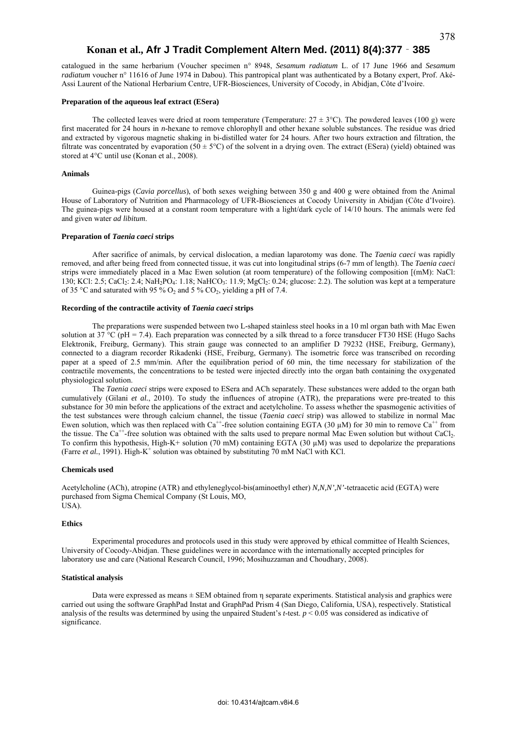catalogued in the same herbarium (Voucher specimen n° 8948, *Sesamum radiatum* L. of 17 June 1966 and *Sesamum radiatum* voucher n° 11616 of June 1974 in Dabou). This pantropical plant was authenticated by a Botany expert, Prof. Aké-Assi Laurent of the National Herbarium Centre, UFR-Biosciences, University of Cocody, in Abidjan, Côte d'Ivoire.

**Preparation of the aqueous leaf extract (ESera)**

The collected leaves were dried at room temperature (Temperature: $27 \pm 3$°C). The powdered leaves (100 g) were first macerated for 24 hours in *n*-hexane to remove chlorophyll and other hexane soluble substances. The residue was dried and extracted by vigorous magnetic shaking in bi-distilled water for 24 hours. After two hours extraction and filtration, the filtrate was concentrated by evaporation ($50 \pm 5$°C) of the solvent in a drying oven. The extract (ESera) (yield) obtained was stored at 4°C until use (Konan et al., 2008).

**Animals**

Guinea-pigs (*Cavia porcellus*), of both sexes weighing between 350 g and 400 g were obtained from the Animal House of Laboratory of Nutrition and Pharmacology of UFR-Biosciences at Cocody University in Abidjan (Côte d'Ivoire). The guinea-pigs were housed at a constant room temperature with a light/dark cycle of 14/10 hours. The animals were fed and given water *ad libitum*.

**Preparation of *Taenia caeci* strips**

After sacrifice of animals, by cervical dislocation, a median laparotomy was done. The *Taenia caeci* was rapidly removed, and after being freed from connected tissue, it was cut into longitudinal strips (6-7 mm of length). The *Taenia caeci* strips were immediately placed in a Mac Ewen solution (at room temperature) of the following composition [(mM): NaCl: 130; KCl: 2.5; $CaCl_2$: 2.4; $NaH_2PO_4$: 1.18; $NaHCO_3$: 11.9; $MgCl_2$: 0.24; glucose: 2.2). The solution was kept at a temperature of 35 °C and saturated with 95 % $O_2$ and 5 % $CO_2$, yielding a pH of 7.4.

**Recording of the contractile activity of *Taenia caeci* strips**

The preparations were suspended between two L-shaped stainless steel hooks in a 10 ml organ bath with Mac Ewen solution at 37 °C (pH = 7.4). Each preparation was connected by a silk thread to a force transducer FT30 HSE (Hugo Sachs Elektronik, Freiburg, Germany). This strain gauge was connected to an amplifier D 79232 (HSE, Freiburg, Germany), connected to a diagram recorder Rikadenki (HSE, Freiburg, Germany). The isometric force was transcribed on recording paper at a speed of 2.5 mm/min. After the equilibration period of 60 min, the time necessary for stabilization of the contractile movements, the concentrations to be tested were injected directly into the organ bath containing the oxygenated physiological solution.

The *Taenia caeci* strips were exposed to ESera and ACh separately. These substances were added to the organ bath cumulatively (Gilani *et al.*, 2010). To study the influences of atropine (ATR), the preparations were pre-treated to this substance for 30 min before the applications of the extract and acetylcholine. To assess whether the spasmogenic activities of the test substances were through calcium channel, the tissue (*Taenia caeci* strip) was allowed to stabilize in normal Mac Ewen solution, which was then replaced with $Ca^{++}$-free solution containing EGTA (30 µM) for 30 min to remove $Ca^{++}$ from the tissue. The $Ca^{++}$-free solution was obtained with the salts used to prepare normal Mac Ewen solution but without $CaCl_2$. To confirm this hypothesis, High-K+ solution (70 mM) containing EGTA (30 µM) was used to depolarize the preparations (Farre *et al.*, 1991). High-$K^+$ solution was obtained by substituting 70 mM NaCl with KCl.

**Chemicals used**

Acetylcholine (ACh), atropine (ATR) and ethyleneglycol-bis(aminoethyl ether) *N,N,N',N'*-tetraacetic acid (EGTA) were purchased from Sigma Chemical Company (St Louis, MO, USA).

**Ethics**

Experimental procedures and protocols used in this study were approved by ethical committee of Health Sciences, University of Cocody-Abidjan. These guidelines were in accordance with the internationally accepted principles for laboratory use and care (National Research Council, 1996; Mosihuzzaman and Choudhary, 2008).

**Statistical analysis**

Data were expressed as means ± SEM obtained from $\eta$ separate experiments. Statistical analysis and graphics were carried out using the software GraphPad Instat and GraphPad Prism 4 (San Diego, California, USA), respectively. Statistical analysis of the results was determined by using the unpaired Student's *t*-test. $p < 0.05$ was considered as indicative of significance.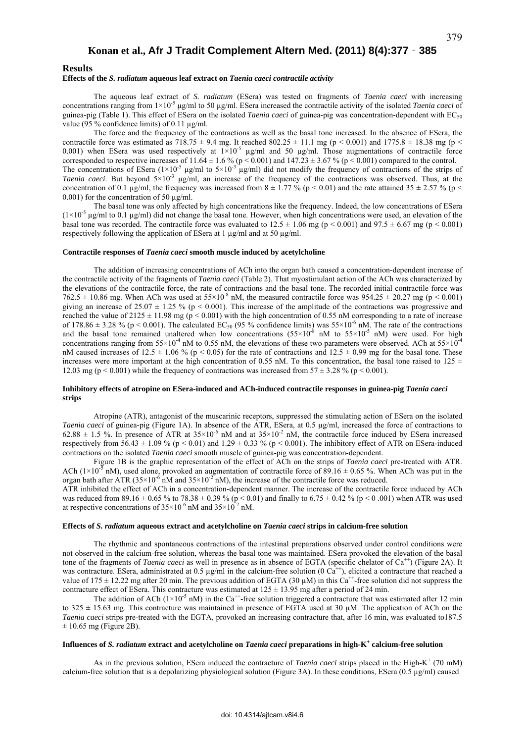## Results

### Effects of the *S. radiatum* aqueous leaf extract on *Taenia caeci* contractile activity

The aqueous leaf extract of *S. radiatum* (ESera) was tested on fragments of *Taenia caeci* with increasing concentrations ranging from $1×10^{-5}$ µg/ml to 50 µg/ml. ESera increased the contractile activity of the isolated *Taenia caeci* of guinea-pig (Table 1). This effect of ESera on the isolated *Taenia caeci* of guinea-pig was concentration-dependent with $EC_{50}$ value (95 % confidence limits) of 0.11 µg/ml.

The force and the frequency of the contractions as well as the basal tone increased. In the absence of ESera, the contractile force was estimated as 718.75 ± 9.4 mg. It reached 802.25 ± 11.1 mg ($p < 0.001$) and 1775.8 ± 18.38 mg ($p < 0.001$) when ESera was used respectively at $1×10^{-5}$ µg/ml and 50 µg/ml. Those augmentations of contractile force corresponded to respective increases of 11.64 ± 1.6 % ($p < 0.001$) and 147.23 ± 3.67 % ($p < 0.001$) compared to the control. The concentrations of ESera ($1×10^{-5}$ µg/ml to $5×10^{-3}$ µg/ml) did not modify the frequency of contractions of the strips of *Taenia caeci*. But beyond $5×10^{-3}$ µg/ml, an increase of the frequency of the contractions was observed. Thus, at the concentration of 0.1 µg/ml, the frequency was increased from 8 ± 1.77 % ($p < 0.01$) and the rate attained 35 ± 2.57 % ($p < 0.001$) for the concentration of 50 µg/ml.

The basal tone was only affected by high concentrations like the frequency. Indeed, the low concentrations of ESera ($1×10^{-5}$ µg/ml to 0.1 µg/ml) did not change the basal tone. However, when high concentrations were used, an elevation of the basal tone was recorded. The contractile force was evaluated to 12.5 ± 1.06 mg ($p < 0.001$) and 97.5 ± 6.67 mg ($p < 0.001$) respectively following the application of ESera at 1 µg/ml and at 50 µg/ml.

### Contractile responses of *Taenia caeci* smooth muscle induced by acetylcholine

The addition of increasing concentrations of ACh into the organ bath caused a concentration-dependent increase of the contractile activity of the fragments of *Taenia caeci* (Table 2). That myostimulant action of the ACh was characterized by the elevations of the contractile force, the rate of contractions and the basal tone. The recorded initial contractile force was 762.5 ± 10.86 mg. When ACh was used at $55×10^{-8}$ nM, the measured contractile force was 954.25 ± 20.27 mg ($p < 0.001$) giving an increase of 25.07 ± 1.25 % ($p < 0.001$). This increase of the amplitude of the contractions was progressive and reached the value of 2125 ± 11.98 mg ($p < 0.001$) with the high concentration of 0.55 nM corresponding to a rate of increase of 178.86 ± 3.28 % ($p < 0.001$). The calculated $EC_{50}$ (95 % confidence limits) was $55×10^{-6}$ nM. The rate of the contractions and the basal tone remained unaltered when low concentrations ($55×10^{-8}$ nM to $55×10^{-5}$ nM) were used. For high concentrations ranging from $55×10^{-4}$ nM to 0.55 nM, the elevations of these two parameters were observed. ACh at $55×10^{-4}$ nM caused increases of 12.5 ± 1.06 % ($p < 0.05$) for the rate of contractions and 12.5 ± 0.99 mg for the basal tone. These increases were more important at the high concentration of 0.55 nM. To this concentration, the basal tone raised to 125 ± 12.03 mg ($p < 0.001$) while the frequency of contractions was increased from 57 ± 3.28 % ($p < 0.001$).

### Inhibitory effects of atropine on ESera-induced and ACh-induced contractile responses in guinea-pig *Taenia caeci* strips

Atropine (ATR), antagonist of the muscarinic receptors, suppressed the stimulating action of ESera on the isolated *Taenia caeci* of guinea-pig (Figure 1A). In absence of the ATR, ESera, at 0.5 µg/ml, increased the force of contractions to 62.88 ± 1.5 %. In presence of ATR at $35×10^{-6}$ nM and at $35×10^{-2}$ nM, the contractile force induced by ESera increased respectively from 56.43 ± 1.09 % ($p < 0.01$) and 1.29 ± 0.33 % ($p < 0.001$). The inhibitory effect of ATR on ESera-induced contractions on the isolated *Taenia caeci* smooth muscle of guinea-pig was concentration-dependent.

Figure 1B is the graphic representation of the effect of ACh on the strips of *Taenia caeci* pre-treated with ATR. ACh ($1×10^{-5}$ nM), used alone, provoked an augmentation of contractile force of 89.16 ± 0.65 %. When ACh was put in the organ bath after ATR ($35×10^{-6}$ nM and $35×10^{-2}$ nM), the increase of the contractile force was reduced.

ATR inhibited the effect of ACh in a concentration-dependent manner. The increase of the contractile force induced by ACh was reduced from 89.16 ± 0.65 % to 78.38 ± 0.39 % ($p < 0.01$) and finally to 6.75 ± 0.42 % ($p < 0.001$) when ATR was used at respective concentrations of $35×10^{-6}$ nM and $35×10^{-2}$ nM.

### Effects of *S. radiatum* aqueous extract and acetylcholine on *Taenia caeci* strips in calcium-free solution

The rhythmic and spontaneous contractions of the intestinal preparations observed under control conditions were not observed in the calcium-free solution, whereas the basal tone was maintained. ESera provoked the elevation of the basal tone of the fragments of *Taenia caeci* as well in presence as in absence of EGTA (specific chelator of $Ca^{++}$) (Figure 2A). It was contracture. ESera, administrated at 0.5 µg/ml in the calcium-free solution (0 $Ca^{++}$), elicited a contracture that reached a value of 175 ± 12.22 mg after 20 min. The previous addition of EGTA (30 µM) in this $Ca^{++}$-free solution did not suppress the contracture effect of ESera. This contracture was estimated at 125 ± 13.95 mg after a period of 24 min.

The addition of ACh ($1×10^{-5}$ nM) in the $Ca^{++}$-free solution triggered a contracture that was estimated after 12 min to 325 ± 15.63 mg. This contracture was maintained in presence of EGTA used at 30 µM. The application of ACh on the *Taenia caeci* strips pre-treated with the EGTA, provoked an increasing contracture that, after 16 min, was evaluated to187.5 ± 10.65 mg (Figure 2B).

### Influences of *S. radiatum* extract and acetylcholine on *Taenia caeci* preparations in high-$K^+$ calcium-free solution

As in the previous solution, ESera induced the contracture of *Taenia caeci* strips placed in the High-$K^+$ (70 mM) calcium-free solution that is a depolarizing physiological solution (Figure 3A). In these conditions, ESera (0.5 µg/ml) caused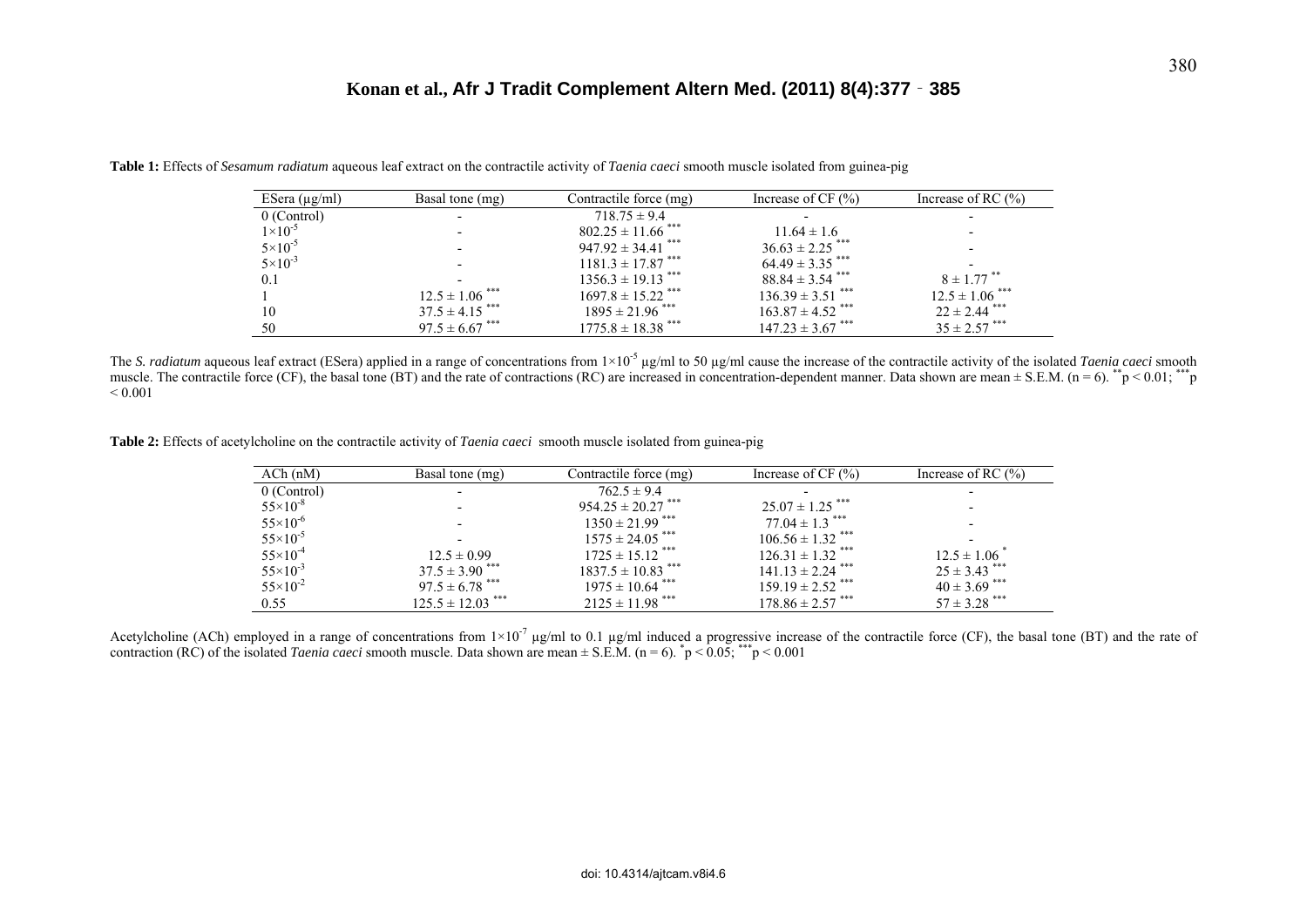**Table 1:** Effects of *Sesamum radiatum* aqueous leaf extract on the contractile activity of *Taenia caeci* smooth muscle isolated from guinea-pig

| ESera (µg/ml) | Basal tone (mg) | Contractile force (mg) | Increase of CF (%) | Increase of RC (%) |
|---|---|---|---|---|
| 0 (Control) | - | $718.75 \pm 9.4$ | - | - |
| $1\times10^{-5}$ | - | $802.25 \pm 11.66$ *** | $11.64 \pm 1.6$ | - |
| $5\times10^{-5}$ | - | $947.92 \pm 34.41$ *** | $36.63 \pm 2.25$ *** | - |
| $5\times10^{-3}$ | - | $1181.3 \pm 17.87$ *** | $64.49 \pm 3.35$ *** | - |
| 0.1 | - | $1356.3 \pm 19.13$ *** | $88.84 \pm 3.54$ *** | $8 \pm 1.77$ ** |
| 1 | $12.5 \pm 1.06$ *** | $1697.8 \pm 15.22$ *** | $136.39 \pm 3.51$ *** | $12.5 \pm 1.06$ *** |
| 10 | $37.5 \pm 4.15$ *** | $1895 \pm 21.96$ *** | $163.87 \pm 4.52$ *** | $22 \pm 2.44$ *** |
| 50 | $97.5 \pm 6.67$ *** | $1775.8 \pm 18.38$ *** | $147.23 \pm 3.67$ *** | $35 \pm 2.57$ *** |

The *S. radiatum* aqueous leaf extract (ESera) applied in a range of concentrations from $1\times10^{-5}$ µg/ml to 50 µg/ml cause the increase of the contractile activity of the isolated *Taenia caeci* smooth muscle. The contractile force (CF), the basal tone (BT) and the rate of contractions (RC) are increased in concentration-dependent manner. Data shown are mean ± S.E.M. (n = 6). **$p < 0.01$; ***$p < 0.001$

**Table 2:** Effects of acetylcholine on the contractile activity of *Taenia caeci* smooth muscle isolated from guinea-pig

| ACh (nM) | Basal tone (mg) | Contractile force (mg) | Increase of CF (%) | Increase of RC (%) |
|---|---|---|---|---|
| 0 (Control) | - | $762.5 \pm 9.4$ | - | - |
| $55\times10^{-8}$ | - | $954.25 \pm 20.27$ *** | $25.07 \pm 1.25$ *** | - |
| $55\times10^{-6}$ | - | $1350 \pm 21.99$ *** | $77.04 \pm 1.3$ *** | - |
| $55\times10^{-5}$ | - | $1575 \pm 24.05$ *** | $106.56 \pm 1.32$ *** | - |
| $55\times10^{-4}$ | $12.5 \pm 0.99$ | $1725 \pm 15.12$ *** | $126.31 \pm 1.32$ *** | $12.5 \pm 1.06$ * |
| $55\times10^{-3}$ | $37.5 \pm 3.90$ *** | $1837.5 \pm 10.83$ *** | $141.13 \pm 2.24$ *** | $25 \pm 3.43$ *** |
| $55\times10^{-2}$ | $97.5 \pm 6.78$ *** | $1975 \pm 10.64$ *** | $159.19 \pm 2.52$ *** | $40 \pm 3.69$ *** |
| 0.55 | $125.5 \pm 12.03$ *** | $2125 \pm 11.98$ *** | $178.86 \pm 2.57$ *** | $57 \pm 3.28$ *** |

Acetylcholine (ACh) employed in a range of concentrations from $1\times10^{-7}$ µg/ml to 0.1 µg/ml induced a progressive increase of the contractile force (CF), the basal tone (BT) and the rate of contraction (RC) of the isolated *Taenia caeci* smooth muscle. Data shown are mean ± S.E.M. (n = 6). *$p < 0.05$; ***$p < 0.001$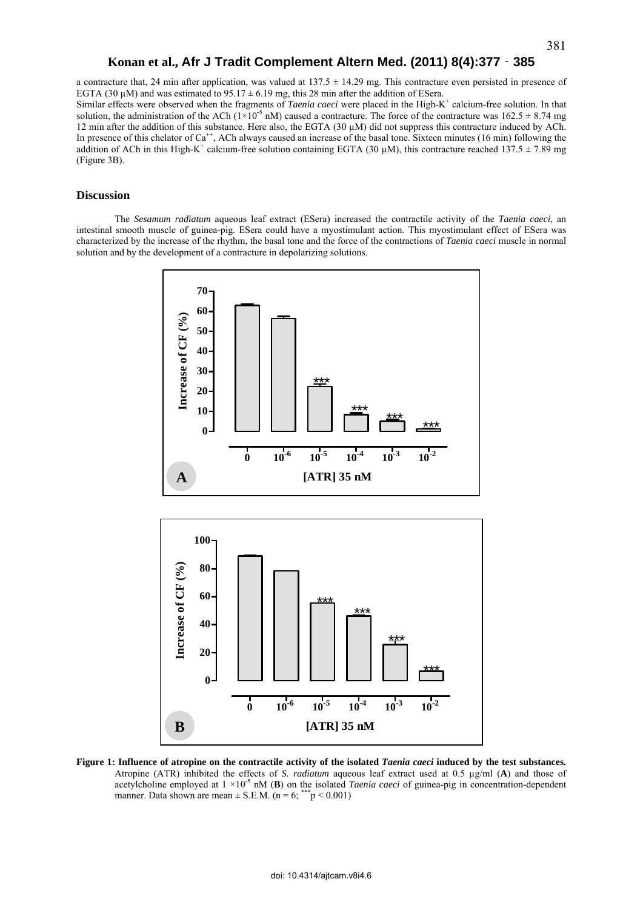a contracture that, 24 min after application, was valued at $137.5 \pm 14.29$ mg. This contracture even persisted in presence of EGTA (30 µM) and was estimated to $95.17 \pm 6.19$ mg, this 28 min after the addition of ESera.

Similar effects were observed when the fragments of *Taenia caeci* were placed in the High-$K^+$ calcium-free solution. In that solution, the administration of the ACh ($1 \times 10^{-5}$ nM) caused a contracture. The force of the contracture was $162.5 \pm 8.74$ mg 12 min after the addition of this substance. Here also, the EGTA (30 µM) did not suppress this contracture induced by ACh. In presence of this chelator of $Ca^{++}$, ACh always caused an increase of the basal tone. Sixteen minutes (16 min) following the addition of ACh in this High-$K^+$ calcium-free solution containing EGTA (30 µM), this contracture reached $137.5 \pm 7.89$ mg (Figure 3B).

## Discussion

The *Sesamum radiatum* aqueous leaf extract (ESera) increased the contractile activity of the *Taenia caeci*, an intestinal smooth muscle of guinea-pig. ESera could have a myostimulant action. This myostimulant effect of ESera was characterized by the increase of the rhythm, the basal tone and the force of the contractions of *Taenia caeci* muscle in normal solution and by the development of a contracture in depolarizing solutions.

**Figure 1: Influence of atropine on the contractile activity of the isolated *Taenia caeci* induced by the test substances.** Atropine (ATR) inhibited the effects of *S. radiatum* aqueous leaf extract used at 0.5 µg/ml (**A**) and those of acetylcholine employed at $1 \times 10^{-5}$ nM (**B**) on the isolated *Taenia caeci* of guinea-pig in concentration-dependent manner. Data shown are mean ± S.E.M. (n = 6; $^{***}p < 0.001$)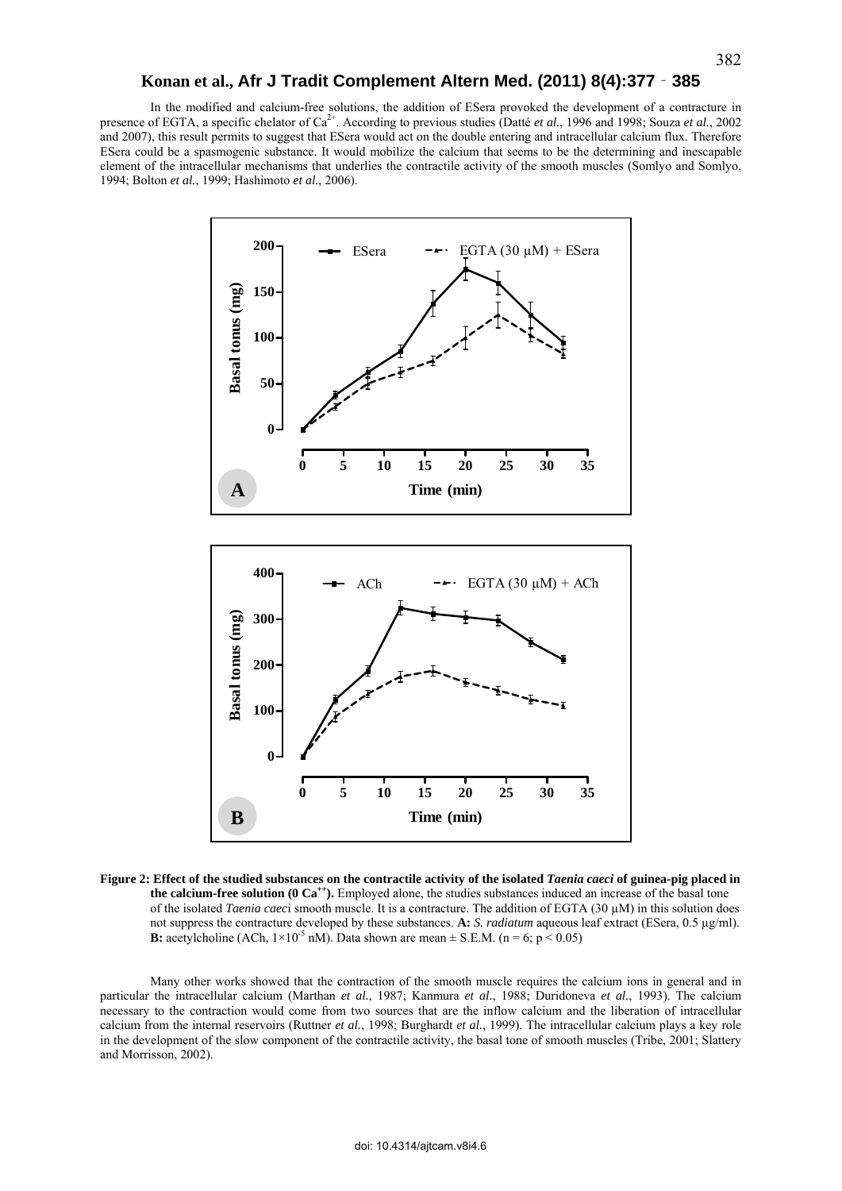In the modified and calcium-free solutions, the addition of ESera provoked the development of a contracture in presence of EGTA, a specific chelator of $Ca^{2+}$. According to previous studies (Datté *et al.*, 1996 and 1998; Souza *et al.*, 2002 and 2007), this result permits to suggest that ESera would act on the double entering and intracellular calcium flux. Therefore ESera could be a spasmogenic substance. It would mobilize the calcium that seems to be the determining and inescapable element of the intracellular mechanisms that underlies the contractile activity of the smooth muscles (Somlyo and Somlyo, 1994; Bolton *et al.*, 1999; Hashimoto *et al.*, 2006).

**Figure 2: Effect of the studied substances on the contractile activity of the isolated *Taenia caeci* of guinea-pig placed in the calcium-free solution (0 $Ca^{++}$).** Employed alone, the studies substances induced an increase of the basal tone of the isolated *Taenia caec*i smooth muscle. It is a contracture. The addition of EGTA (30 µM) in this solution does not suppress the contracture developed by these substances. **A:** *S. radiatum* aqueous leaf extract (ESera, 0.5 µg/ml). **B:** acetylcholine (ACh, $1 \times 10^{-5}$ nM). Data shown are mean ± S.E.M. ($n = 6$; $p < 0.05$)

Many other works showed that the contraction of the smooth muscle requires the calcium ions in general and in particular the intracellular calcium (Marthan *et al.*, 1987; Kanmura *et al.*, 1988; Duridoneva *et al.*, 1993). The calcium necessary to the contraction would come from two sources that are the inflow calcium and the liberation of intracellular calcium from the internal reservoirs (Ruttner *et al.*, 1998; Burghardt *et al.*, 1999). The intracellular calcium plays a key role in the development of the slow component of the contractile activity, the basal tone of smooth muscles (Tribe, 2001; Slattery and Morrisson, 2002).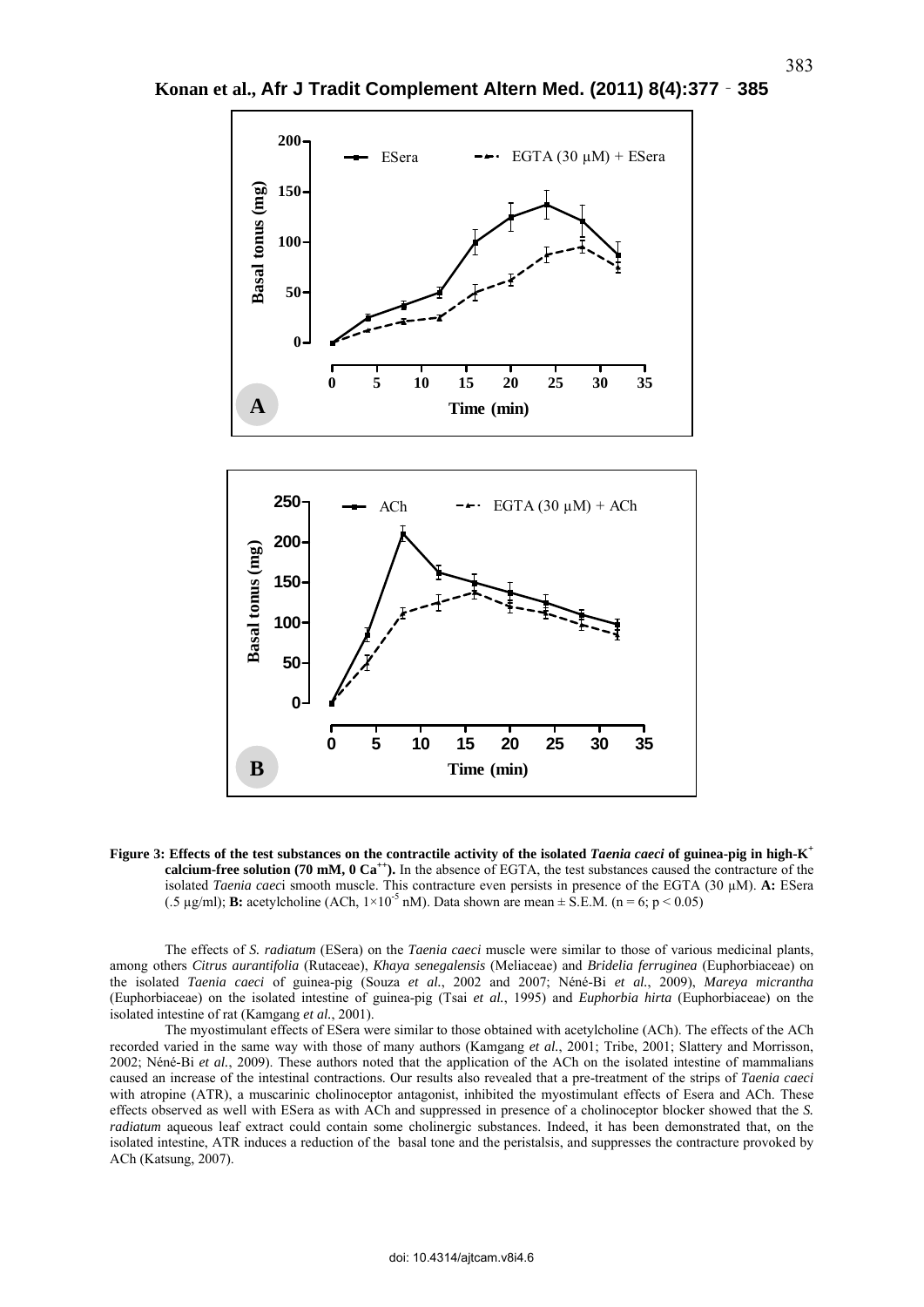**Figure 3: Effects of the test substances on the contractile activity of the isolated *Taenia caeci* of guinea-pig in high-$K^+$ calcium-free solution (70 mM, 0 $Ca^{++}$).** In the absence of EGTA, the test substances caused the contracture of the isolated *Taenia caeci* smooth muscle. This contracture even persists in presence of the EGTA (30 µM). **A:** ESera (.5 µg/ml); **B:** acetylcholine (ACh, $1\times10^{-5}$ nM). Data shown are mean ± S.E.M. ($n = 6$; $p < 0.05$)

The effects of *S. radiatum* (ESera) on the *Taenia caeci* muscle were similar to those of various medicinal plants, among others *Citrus aurantifolia* (Rutaceae), *Khaya senegalensis* (Meliaceae) and *Bridelia ferruginea* (Euphorbiaceae) on the isolated *Taenia caeci* of guinea-pig (Souza *et al.*, 2002 and 2007; Néné-Bi *et al.*, 2009), *Mareya micrantha* (Euphorbiaceae) on the isolated intestine of guinea-pig (Tsai *et al.*, 1995) and *Euphorbia hirta* (Euphorbiaceae) on the isolated intestine of rat (Kamgang *et al.*, 2001).

The myostimulant effects of ESera were similar to those obtained with acetylcholine (ACh). The effects of the ACh recorded varied in the same way with those of many authors (Kamgang *et al.*, 2001; Tribe, 2001; Slattery and Morrisson, 2002; Néné-Bi *et al.*, 2009). These authors noted that the application of the ACh on the isolated intestine of mammalians caused an increase of the intestinal contractions. Our results also revealed that a pre-treatment of the strips of *Taenia caeci* with atropine (ATR), a muscarinic cholinoceptor antagonist, inhibited the myostimulant effects of Esera and ACh. These effects observed as well with ESera as with ACh and suppressed in presence of a cholinoceptor blocker showed that the *S. radiatum* aqueous leaf extract could contain some cholinergic substances. Indeed, it has been demonstrated that, on the isolated intestine, ATR induces a reduction of the basal tone and the peristalsis, and suppresses the contracture provoked by ACh (Katsung, 2007).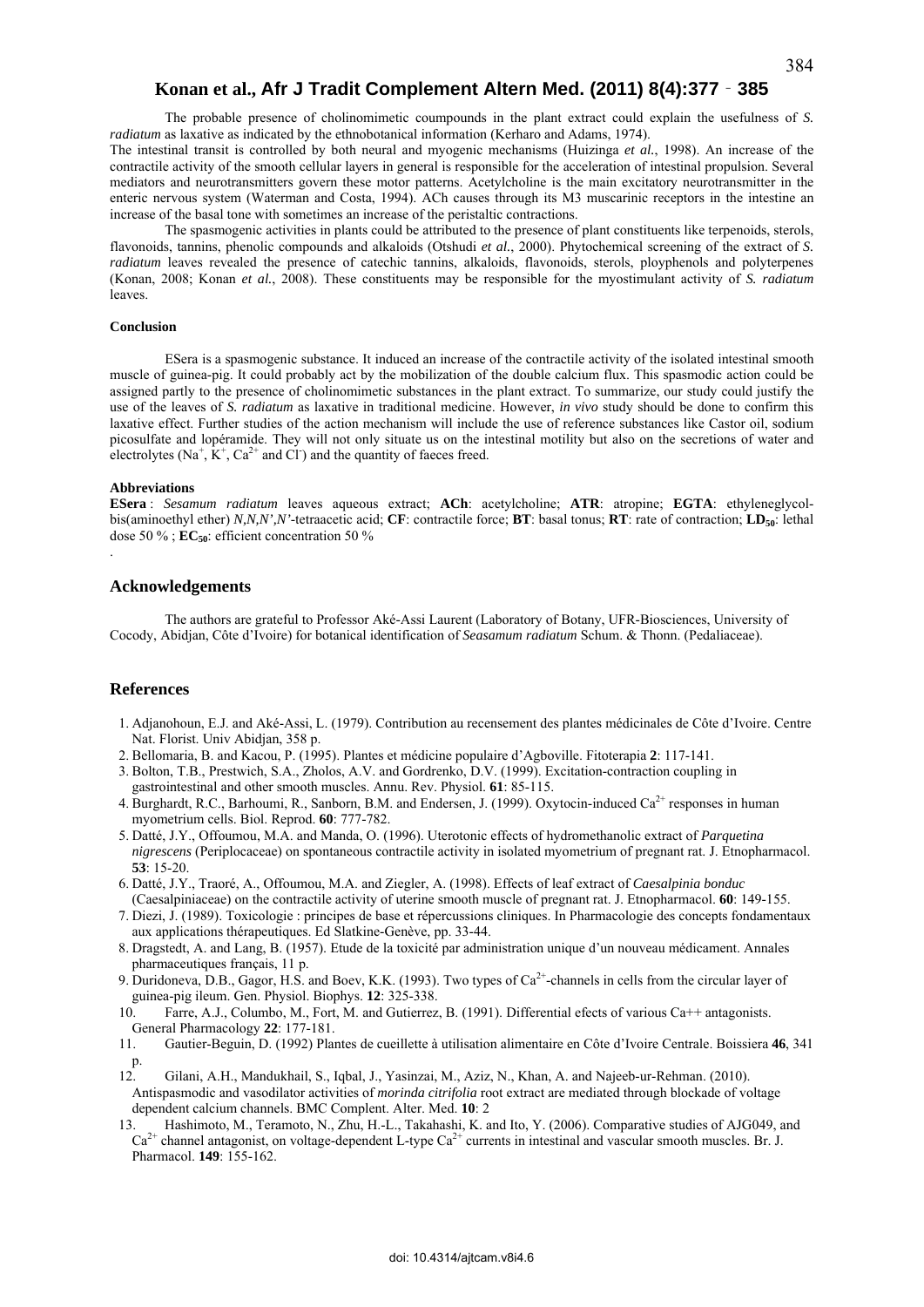The probable presence of cholinomimetic coumpounds in the plant extract could explain the usefulness of *S. radiatum* as laxative as indicated by the ethnobotanical information (Kerharo and Adams, 1974).

The intestinal transit is controlled by both neural and myogenic mechanisms (Huizinga *et al.*, 1998). An increase of the contractile activity of the smooth cellular layers in general is responsible for the acceleration of intestinal propulsion. Several mediators and neurotransmitters govern these motor patterns. Acetylcholine is the main excitatory neurotransmitter in the enteric nervous system (Waterman and Costa, 1994). ACh causes through its M3 muscarinic receptors in the intestine an increase of the basal tone with sometimes an increase of the peristaltic contractions.

The spasmogenic activities in plants could be attributed to the presence of plant constituents like terpenoids, sterols, flavonoids, tannins, phenolic compounds and alkaloids (Otshudi *et al.*, 2000). Phytochemical screening of the extract of *S. radiatum* leaves revealed the presence of catechic tannins, alkaloids, flavonoids, sterols, ploypheno ls and polyterpenes (Konan, 2008; Konan *et al.*, 2008). These constituents may be responsible for the myostimulant activity of *S. radiatum* leaves.

#### Conclusion

ESera is a spasmogenic substance. It induced an increase of the contractile activity of the isolated intestinal smooth muscle of guinea-pig. It could probably act by the mobilization of the double calcium flux. This spasmodic action could be assigned partly to the presence of cholinomimetic substances in the plant extract. To summarize, our study could justify the use of the leaves of *S. radiatum* as laxative in traditional medicine. However, *in vivo* study should be done to confirm this laxative effect. Further studies of the action mechanism will include the use of reference substances like Castor oil, sodium picosulfate and lopéramide. They will not only situate us on the intestinal motility but also on the secretions of water and electrolytes ($Na^+$, $K^+$, $Ca^{2+}$ and $Cl^-$) and the quantity of faeces freed.

#### Abbreviations

**ESera** : *Sesamum radiatum* leaves aqueous extract; **ACh**: acetylcholine; **ATR**: atropine; **EGTA**: ethyleneglycol-bis(aminoethyl ether) *N,N,N',N'*-tetraacetic acid; **CF**: contractile force; **BT**: basal tonus; **RT**: rate of contraction; **$LD_{50}$**: lethal dose 50 % ; **$EC_{50}$**: efficient concentration 50 %

## Acknowledgements

The authors are grateful to Professor Aké-Assi Laurent (Laboratory of Botany, UFR-Biosciences, University of Cocody, Abidjan, Côte d'Ivoire) for botanical identification of *Seasamum radiatum* Schum. & Thonn. (Pedaliaceae).

## References

1. Adjanohoun, E.J. and Aké-Assi, L. (1979). Contribution au recensement des plantes médicinales de Côte d'Ivoire. Centre Nat. Florist. Univ Abidjan, 358 p.
2. Bellomaria, B. and Kacou, P. (1995). Plantes et médicine populaire d'Agboville. Fitoterapia **2**: 117-141.
3. Bolton, T.B., Prestwich, S.A., Zholos, A.V. and Gordrenko, D.V. (1999). Excitation-contraction coupling in gastrointestinal and other smooth muscles. Annu. Rev. Physiol. **61**: 85-115.
4. Burghardt, R.C., Barhoumi, R., Sanborn, B.M. and Endersen, J. (1999). Oxytocin-induced $Ca^{2+}$ responses in human myometrium cells. Biol. Reprod. **60**: 777-782.
5. Datté, J.Y., Offoumou, M.A. and Manda, O. (1996). Uterotonic effects of hydromethanolic extract of *Parquetina nigrescens* (Periplocaceae) on spontaneous contractile activity in isolated myometrium of pregnant rat. J. Etnopharmacol. **53**: 15-20.
6. Datté, J.Y., Traoré, A., Offoumou, M.A. and Ziegler, A. (1998). Effects of leaf extract of *Caesalpinia bonduc* (Caesalpiniaceae) on the contractile activity of uterine smooth muscle of pregnant rat. J. Etnopharmacol. **60**: 149-155.
7. Diezi, J. (1989). Toxicologie : principes de base et répercussions cliniques. In Pharmacologie des concepts fondamentaux aux applications thérapeutiques. Ed Slatkine-Genève, pp. 33-44.
8. Dragstedt, A. and Lang, B. (1957). Etude de la toxicité par administration unique d'un nouveau médicament. Annales pharmaceutiques français, 11 p.
9. Duridoneva, D.B., Gagor, H.S. and Boev, K.K. (1993). Two types of $Ca^{2+}$-channels in cells from the circular layer of guinea-pig ileum. Gen. Physiol. Biophys. **12**: 325-338.
10. Farre, A.J., Columbo, M., Fort, M. and Gutierrez, B. (1991). Differential efects of various Ca++ antagonists. General Pharmacology **22**: 177-181.
11. Gautier-Beguin, D. (1992) Plantes de cueillette à utilisation alimentaire en Côte d'Ivoire Centrale. Boissiera **46**, 341 p.
12. Gilani, A.H., Mandukhail, S., Iqbal, J., Yasinzai, M., Aziz, N., Khan, A. and Najeeb-ur-Rehman. (2010). Antispasmodic and vasodilator activities of *morinda citrifolia* root extract are mediated through blockade of voltage dependent calcium channels. BMC Complent. Alter. Med. **10**: 2
13. Hashimoto, M., Teramoto, N., Zhu, H.-L., Takahashi, K. and Ito, Y. (2006). Comparative studies of AJG049, and $Ca^{2+}$ channel antagonist, on voltage-dependent L-type $Ca^{2+}$ currents in intestinal and vascular smooth muscles. Br. J. Pharmacol. **149**: 155-162.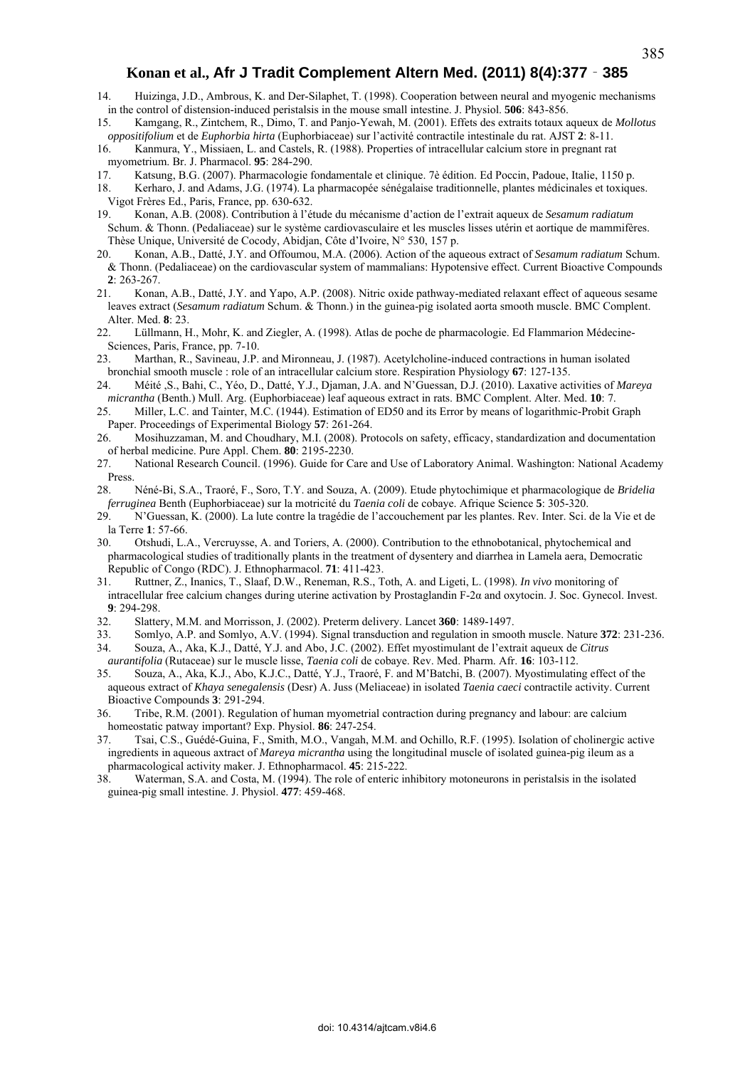14. Huizinga, J.D., Ambrous, K. and Der-Silaphet, T. (1998). Cooperation between neural and myogenic mechanisms in the control of distension-induced peristalsis in the mouse small intestine. J. Physiol. **506**: 843-856.
15. Kamgang, R., Zintchem, R., Dimo, T. and Panjo-Yewah, M. (2001). Effets des extraits totaux aqueux de *Mollotus oppositifolium* et de *Euphorbia hirta* (Euphorbiaceae) sur l'activité contractile intestinale du rat. AJST **2**: 8-11.
16. Kanmura, Y., Missiaen, L. and Castels, R. (1988). Properties of intracellular calcium store in pregnant rat myometrium. Br. J. Pharmacol. **95**: 284-290.
17. Katsung, B.G. (2007). Pharmacologie fondamentale et clinique. 7è édition. Ed Poccin, Padoue, Italie, 1150 p.
18. Kerharo, J. and Adams, J.G. (1974). La pharmacopée sénégalaise traditionnelle, plantes médicinales et toxiques. Vigot Frères Ed., Paris, France, pp. 630-632.
19. Konan, A.B. (2008). Contribution à l'étude du mécanisme d'action de l'extrait aqueux de *Sesamum radiatum* Schum. & Thonn. (Pedaliaceae) sur le système cardiovasculaire et les muscles lisses utérin et aortique de mammifères. Thèse Unique, Université de Cocody, Abidjan, Côte d'Ivoire, N° 530, 157 p.
20. Konan, A.B., Datté, J.Y. and Offoumou, M.A. (2006). Action of the aqueous extract of *Sesamum radiatum* Schum. & Thonn. (Pedaliaceae) on the cardiovascular system of mammalians: Hypotensive effect. Current Bioactive Compounds **2**: 263-267.
21. Konan, A.B., Datté, J.Y. and Yapo, A.P. (2008). Nitric oxide pathway-mediated relaxant effect of aqueous sesame leaves extract (*Sesamum radiatum* Schum. & Thonn.) in the guinea-pig isolated aorta smooth muscle. BMC Complent. Alter. Med. **8**: 23.
22. Lüllmann, H., Mohr, K. and Ziegler, A. (1998). Atlas de poche de pharmacologie. Ed Flammarion Médecine-Sciences, Paris, France, pp. 7-10.
23. Marthan, R., Savineau, J.P. and Mironneau, J. (1987). Acetylcholine-induced contractions in human isolated bronchial smooth muscle : role of an intracellular calcium store. Respiration Physiology **67**: 127-135.
24. Méité ,S., Bahi, C., Yéo, D., Datté, Y.J., Djaman, J.A. and N'Guessan, D.J. (2010). Laxative activities of *Mareya micrantha* (Benth.) Mull. Arg. (Euphorbiaceae) leaf aqueous extract in rats. BMC Complent. Alter. Med. **10**: 7.
25. Miller, L.C. and Tainter, M.C. (1944). Estimation of ED50 and its Error by means of logarithmic-Probit Graph Paper. Proceedings of Experimental Biology **57**: 261-264.
26. Mosihuzzaman, M. and Choudhary, M.I. (2008). Protocols on safety, efficacy, standardization and documentation of herbal medicine. Pure Appl. Chem. **80**: 2195-2230.
27. National Research Council. (1996). Guide for Care and Use of Laboratory Animal. Washington: National Academy Press.
28. Néné-Bi, S.A., Traoré, F., Soro, T.Y. and Souza, A. (2009). Etude phytochimique et pharmacologique de *Bridelia ferruginea* Benth (Euphorbiaceae) sur la motricité du *Taenia coli* de cobaye. Afrique Science **5**: 305-320.
29. N'Guessan, K. (2000). La lute contre la tragédie de l'accouchement par les plantes. Rev. Inter. Sci. de la Vie et de la Terre **1**: 57-66.
30. Otshudi, L.A., Vercruysse, A. and Toriers, A. (2000). Contribution to the ethnobotanical, phytochemical and pharmacological studies of traditionally plants in the treatment of dysentery and diarrhea in Lamela aera, Democratic Republic of Congo (RDC). J. Ethnopharmacol. **71**: 411-423.
31. Ruttner, Z., Inanics, T., Slaaf, D.W., Reneman, R.S., Toth, A. and Ligeti, L. (1998). *In vivo* monitoring of intracellular free calcium changes during uterine activation by Prostaglandin F-2α and oxytocin. J. Soc. Gynecol. Invest. **9**: 294-298.
32. Slattery, M.M. and Morrisson, J. (2002). Preterm delivery. Lancet **360**: 1489-1497.
33. Somlyo, A.P. and Somlyo, A.V. (1994). Signal transduction and regulation in smooth muscle. Nature **372**: 231-236.
34. Souza, A., Aka, K.J., Datté, Y.J. and Abo, J.C. (2002). Effet myostimulant de l'extrait aqueux de *Citrus aurantifolia* (Rutaceae) sur le muscle lisse, *Taenia coli* de cobaye. Rev. Med. Pharm. Afr. **16**: 103-112.
35. Souza, A., Aka, K.J., Abo, K.J.C., Datté, Y.J., Traoré, F. and M'Batchi, B. (2007). Myostimulating effect of the aqueous extract of *Khaya senegalensis* (Desr) A. Juss (Meliaceae) in isolated *Taenia caeci* contractile activity. Current Bioactive Compounds **3**: 291-294.
36. Tribe, R.M. (2001). Regulation of human myometrial contraction during pregnancy and labour: are calcium homeostatic patway important? Exp. Physiol. **86**: 247-254.
37. Tsai, C.S., Guédé-Guina, F., Smith, M.O., Vangah, M.M. and Ochillo, R.F. (1995). Isolation of cholinergic active ingredients in aqueous axtract of *Mareya micrantha* using the longitudinal muscle of isolated guinea-pig ileum as a pharmacological activity maker. J. Ethnopharmacol. **45**: 215-222.
38. Waterman, S.A. and Costa, M. (1994). The role of enteric inhibitory motoneurons in peristalsis in the isolated guinea-pig small intestine. J. Physiol. **477**: 459-468.